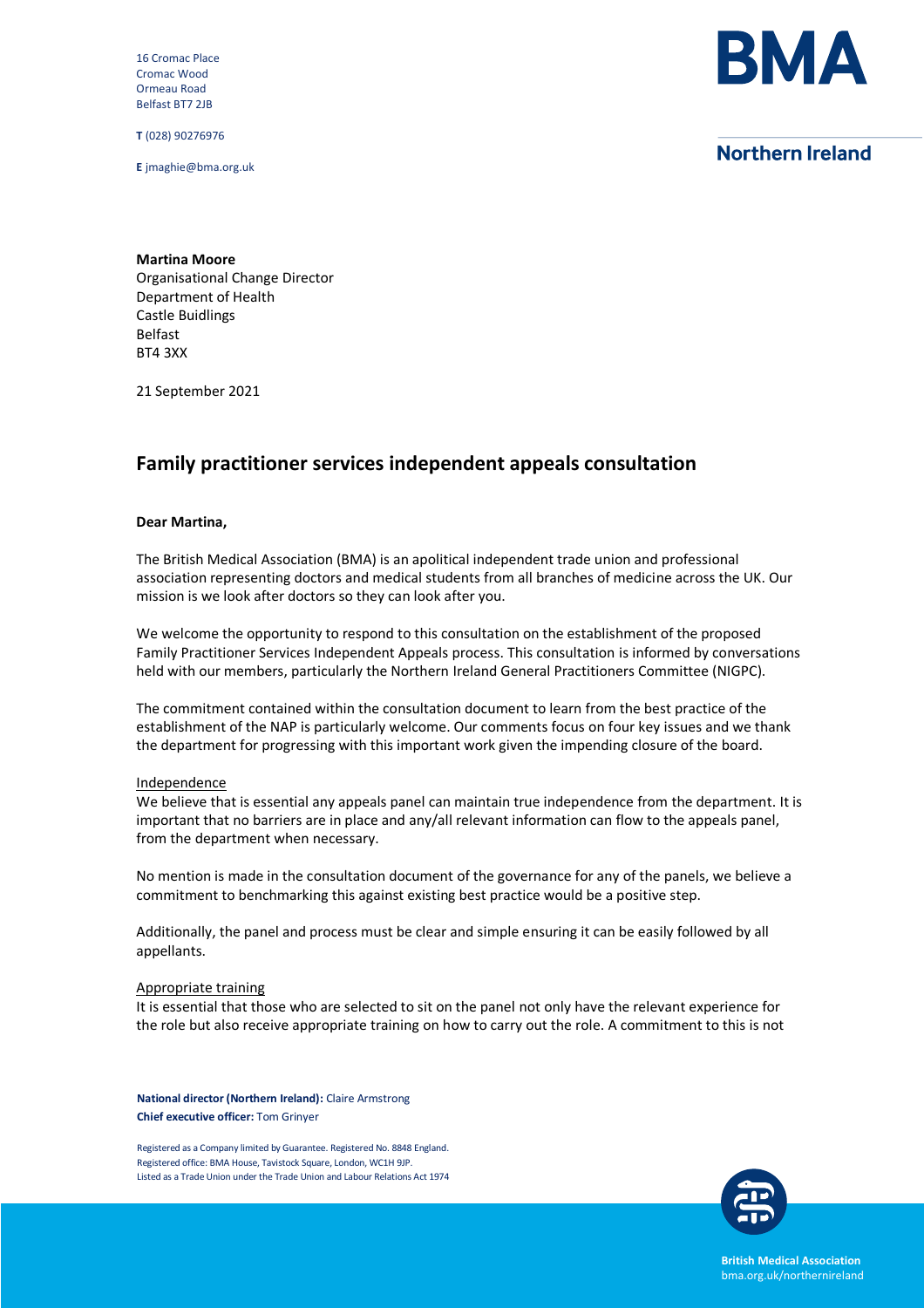16 Cromac Place
Cromac Wood
Ormeau Road
Belfast BT7 2JB

**T** (028) 90276976

**E** jmaghie@bma.org.uk

**BMA**

**Northern Ireland**

**Martina Moore**
Organisational Change Director
Department of Health
Castle Buidlings
Belfast
BT4 3XX

21 September 2021

## Family practitioner services independent appeals consultation

**Dear Martina,**

The British Medical Association (BMA) is an apolitical independent trade union and professional association representing doctors and medical students from all branches of medicine across the UK. Our mission is we look after doctors so they can look after you.

We welcome the opportunity to respond to this consultation on the establishment of the proposed Family Practitioner Services Independent Appeals process. This consultation is informed by conversations held with our members, particularly the Northern Ireland General Practitioners Committee (NIGPC).

The commitment contained within the consultation document to learn from the best practice of the establishment of the NAP is particularly welcome. Our comments focus on four key issues and we thank the department for progressing with this important work given the impending closure of the board.

<u>Independence</u>

We believe that is essential any appeals panel can maintain true independence from the department. It is important that no barriers are in place and any/all relevant information can flow to the appeals panel, from the department when necessary.

No mention is made in the consultation document of the governance for any of the panels, we believe a commitment to benchmarking this against existing best practice would be a positive step.

Additionally, the panel and process must be clear and simple ensuring it can be easily followed by all appellants.

<u>Appropriate training</u>

It is essential that those who are selected to sit on the panel not only have the relevant experience for the role but also receive appropriate training on how to carry out the role. A commitment to this is not

**National director (Northern Ireland):** Claire Armstrong
**Chief executive officer:** Tom Grinyer

Registered as a Company limited by Guarantee. Registered No. 8848 England.
Registered office: BMA House, Tavistock Square, London, WC1H 9JP.
Listed as a Trade Union under the Trade Union and Labour Relations Act 1974

**British Medical Association**
bma.org.uk/northernireland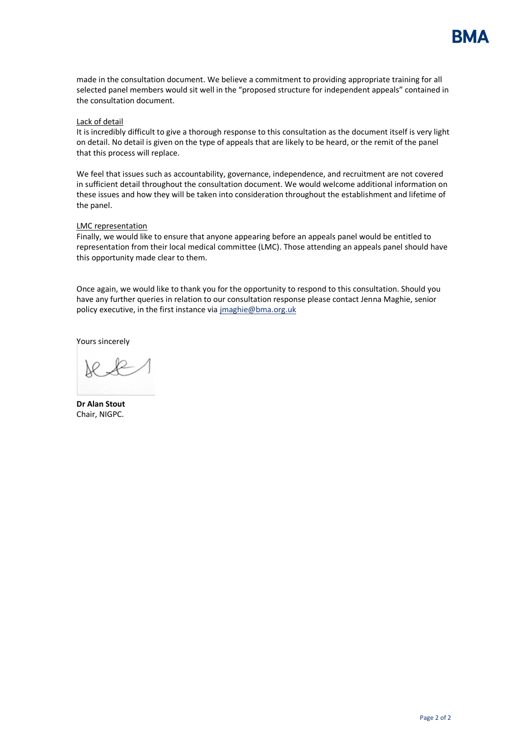made in the consultation document. We believe a commitment to providing appropriate training for all selected panel members would sit well in the "proposed structure for independent appeals" contained in the consultation document.

Lack of detail

It is incredibly difficult to give a thorough response to this consultation as the document itself is very light on detail. No detail is given on the type of appeals that are likely to be heard, or the remit of the panel that this process will replace.

We feel that issues such as accountability, governance, independence, and recruitment are not covered in sufficient detail throughout the consultation document. We would welcome additional information on these issues and how they will be taken into consideration throughout the establishment and lifetime of the panel.

LMC representation

Finally, we would like to ensure that anyone appearing before an appeals panel would be entitled to representation from their local medical committee (LMC). Those attending an appeals panel should have this opportunity made clear to them.

Once again, we would like to thank you for the opportunity to respond to this consultation. Should you have any further queries in relation to our consultation response please contact Jenna Maghie, senior policy executive, in the first instance via jmaghie@bma.org.uk

Yours sincerely

**Dr Alan Stout**
Chair, NIGPC.